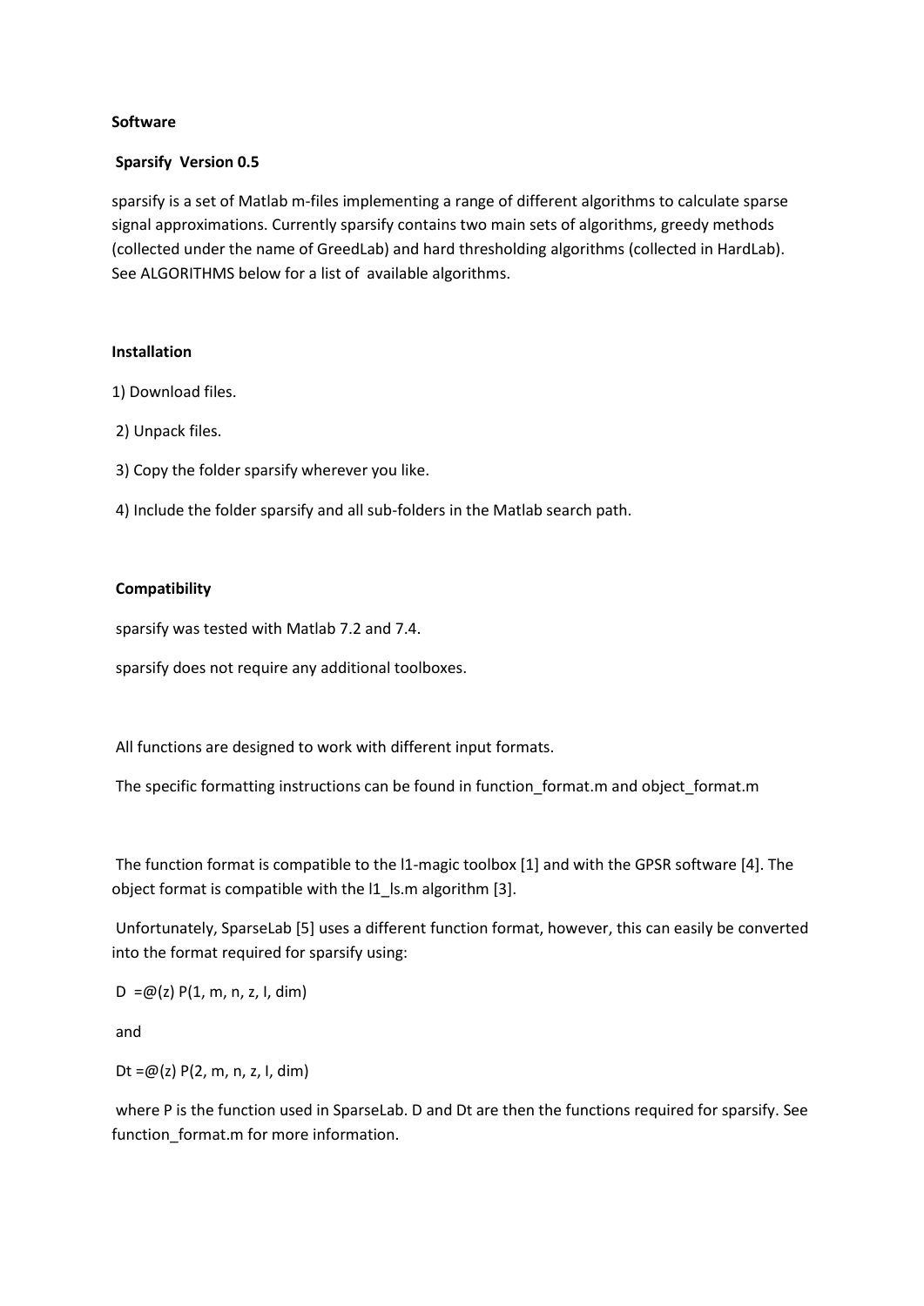**Software**

**Sparsify Version 0.5**

sparsify is a set of Matlab m-files implementing a range of different algorithms to calculate sparse signal approximations. Currently sparsify contains two main sets of algorithms, greedy methods (collected under the name of GreedLab) and hard thresholding algorithms (collected in HardLab). See ALGORITHMS below for a list of available algorithms.

**Installation**

1) Download files.

2) Unpack files.

3) Copy the folder sparsify wherever you like.

4) Include the folder sparsify and all sub-folders in the Matlab search path.

**Compatibility**

sparsify was tested with Matlab 7.2 and 7.4.

sparsify does not require any additional toolboxes.

All functions are designed to work with different input formats.

The specific formatting instructions can be found in function_format.m and object_format.m

The function format is compatible to the l1-magic toolbox [1] and with the GPSR software [4]. The object format is compatible with the l1_ls.m algorithm [3].

Unfortunately, SparseLab [5] uses a different function format, however, this can easily be converted into the format required for sparsify using:

D =@(z) P(1, m, n, z, I, dim)

and

Dt =@(z) P(2, m, n, z, I, dim)

where P is the function used in SparseLab. D and Dt are then the functions required for sparsify. See function_format.m for more information.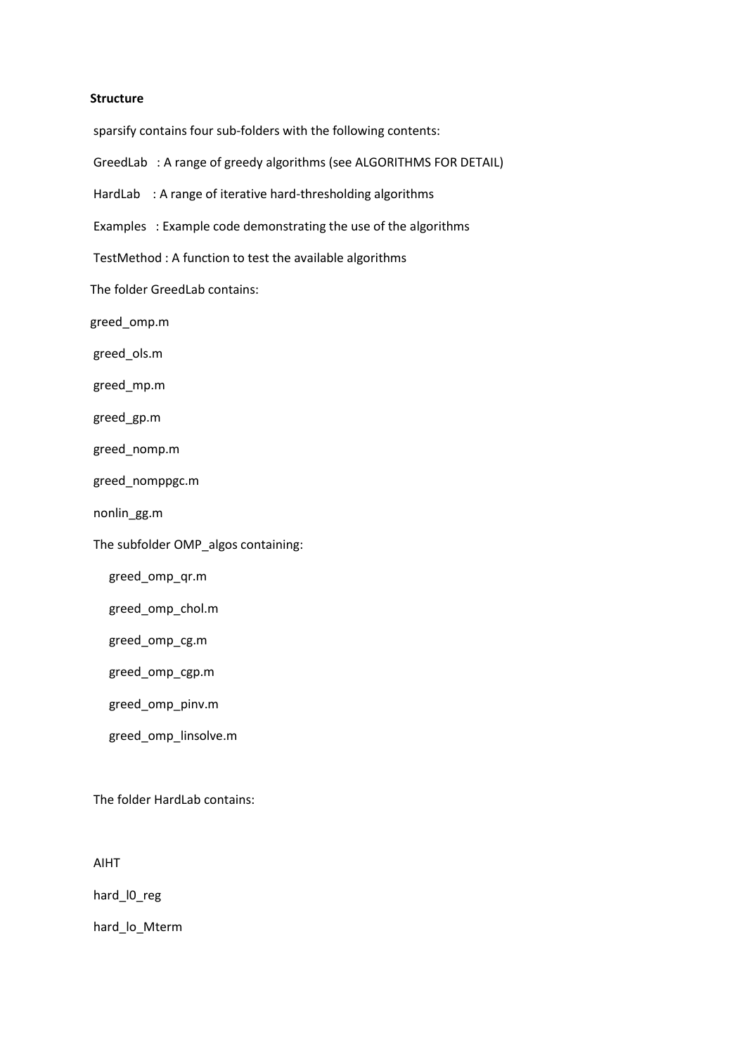**Structure**

sparsify contains four sub-folders with the following contents:

GreedLab : A range of greedy algorithms (see ALGORITHMS FOR DETAIL)

HardLab : A range of iterative hard-thresholding algorithms

Examples : Example code demonstrating the use of the algorithms

TestMethod : A function to test the available algorithms

The folder GreedLab contains:

greed_omp.m

greed_ols.m

greed_mp.m

greed_gp.m

greed_nomp.m

greed_nomppgc.m

nonlin_gg.m

The subfolder OMP_algos containing:

- greed_omp_qr.m
- greed_omp_chol.m
- greed_omp_cg.m
- greed_omp_cgp.m
- greed_omp_pinv.m
- greed_omp_linsolve.m

The folder HardLab contains:

AIHT

hard_l0_reg

hard_lo_Mterm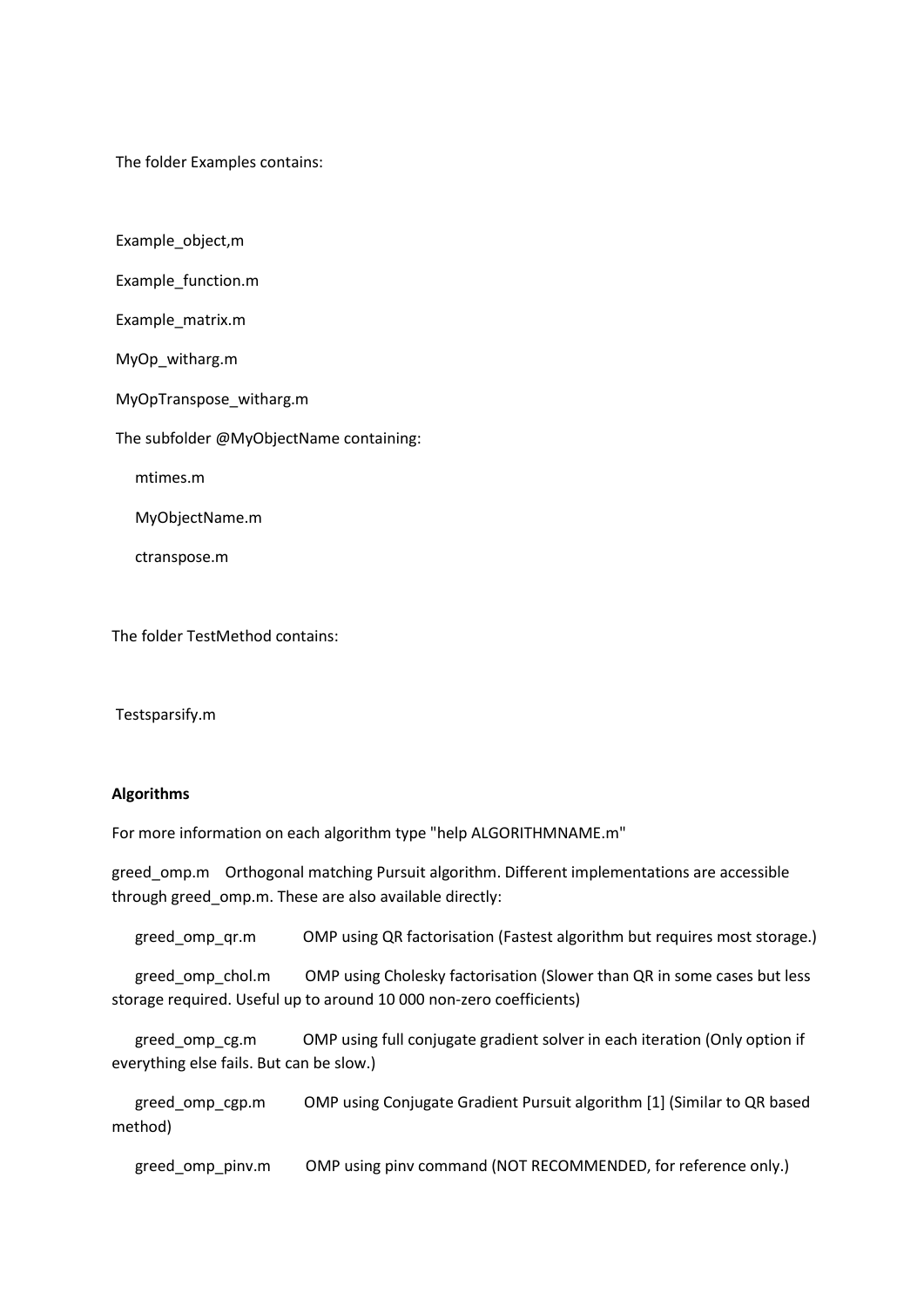The folder Examples contains:

Example_object,m

Example_function.m

Example_matrix.m

MyOp_witharg.m

MyOpTranspose_witharg.m

The subfolder @MyObjectName containing:

  mtimes.m

  MyObjectName.m

  ctranspose.m

The folder TestMethod contains:

Testsparsify.m

**Algorithms**

For more information on each algorithm type "help ALGORITHMNAME.m"

greed_omp.m  Orthogonal matching Pursuit algorithm. Different implementations are accessible through greed_omp.m. These are also available directly:

  greed_omp_qr.m  OMP using QR factorisation (Fastest algorithm but requires most storage.)

  greed_omp_chol.m  OMP using Cholesky factorisation (Slower than QR in some cases but less storage required. Useful up to around 10 000 non-zero coefficients)

  greed_omp_cg.m  OMP using full conjugate gradient solver in each iteration (Only option if everything else fails. But can be slow.)

  greed_omp_cgp.m  OMP using Conjugate Gradient Pursuit algorithm [1] (Similar to QR based method)

  greed_omp_pinv.m  OMP using pinv command (NOT RECOMMENDED, for reference only.)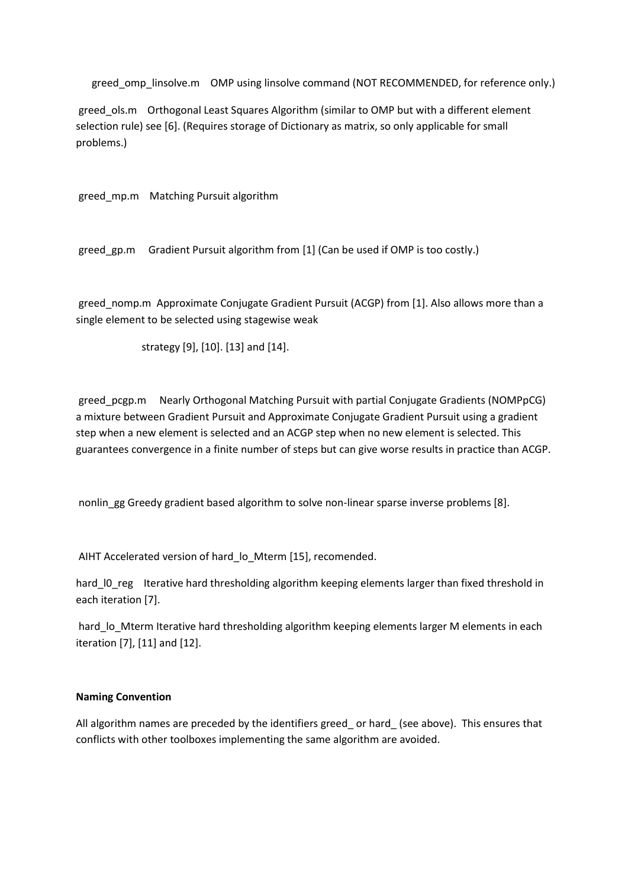greed_omp_linsolve.m    OMP using linsolve command (NOT RECOMMENDED, for reference only.)

greed_ols.m    Orthogonal Least Squares Algorithm (similar to OMP but with a different element selection rule) see [6]. (Requires storage of Dictionary as matrix, so only applicable for small problems.)

greed_mp.m    Matching Pursuit algorithm

greed_gp.m    Gradient Pursuit algorithm from [1] (Can be used if OMP is too costly.)

greed_nomp.m  Approximate Conjugate Gradient Pursuit (ACGP) from [1]. Also allows more than a single element to be selected using stagewise weak

strategy [9], [10]. [13] and [14].

greed_pcgp.m    Nearly Orthogonal Matching Pursuit with partial Conjugate Gradients (NOMPpCG) a mixture between Gradient Pursuit and Approximate Conjugate Gradient Pursuit using a gradient step when a new element is selected and an ACGP step when no new element is selected. This guarantees convergence in a finite number of steps but can give worse results in practice than ACGP.

nonlin_gg Greedy gradient based algorithm to solve non-linear sparse inverse problems [8].

AIHT Accelerated version of hard_lo_Mterm [15], recomended.

hard_l0_reg    Iterative hard thresholding algorithm keeping elements larger than fixed threshold in each iteration [7].

hard_lo_Mterm Iterative hard thresholding algorithm keeping elements larger M elements in each iteration [7], [11] and [12].

**Naming Convention**

All algorithm names are preceded by the identifiers greed_ or hard_ (see above). This ensures that conflicts with other toolboxes implementing the same algorithm are avoided.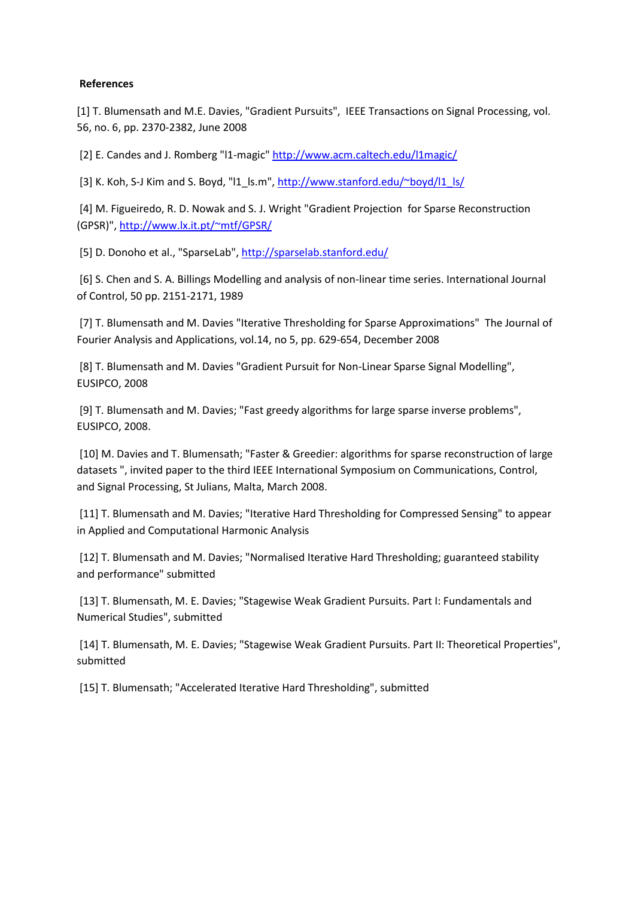**References**

[1] T. Blumensath and M.E. Davies, "Gradient Pursuits", IEEE Transactions on Signal Processing, vol. 56, no. 6, pp. 2370-2382, June 2008

[2] E. Candes and J. Romberg "l1-magic" http://www.acm.caltech.edu/l1magic/

[3] K. Koh, S-J Kim and S. Boyd, "l1_ls.m", http://www.stanford.edu/~boyd/l1_ls/

[4] M. Figueiredo, R. D. Nowak and S. J. Wright "Gradient Projection for Sparse Reconstruction (GPSR)", http://www.lx.it.pt/~mtf/GPSR/

[5] D. Donoho et al., "SparseLab", http://sparselab.stanford.edu/

[6] S. Chen and S. A. Billings Modelling and analysis of non-linear time series. International Journal of Control, 50 pp. 2151-2171, 1989

[7] T. Blumensath and M. Davies "Iterative Thresholding for Sparse Approximations" The Journal of Fourier Analysis and Applications, vol.14, no 5, pp. 629-654, December 2008

[8] T. Blumensath and M. Davies "Gradient Pursuit for Non-Linear Sparse Signal Modelling", EUSIPCO, 2008

[9] T. Blumensath and M. Davies; "Fast greedy algorithms for large sparse inverse problems", EUSIPCO, 2008.

[10] M. Davies and T. Blumensath; "Faster & Greedier: algorithms for sparse reconstruction of large datasets ", invited paper to the third IEEE International Symposium on Communications, Control, and Signal Processing, St Julians, Malta, March 2008.

[11] T. Blumensath and M. Davies; "Iterative Hard Thresholding for Compressed Sensing" to appear in Applied and Computational Harmonic Analysis

[12] T. Blumensath and M. Davies; "Normalised Iterative Hard Thresholding; guaranteed stability and performance" submitted

[13] T. Blumensath, M. E. Davies; "Stagewise Weak Gradient Pursuits. Part I: Fundamentals and Numerical Studies", submitted

[14] T. Blumensath, M. E. Davies; "Stagewise Weak Gradient Pursuits. Part II: Theoretical Properties", submitted

[15] T. Blumensath; "Accelerated Iterative Hard Thresholding", submitted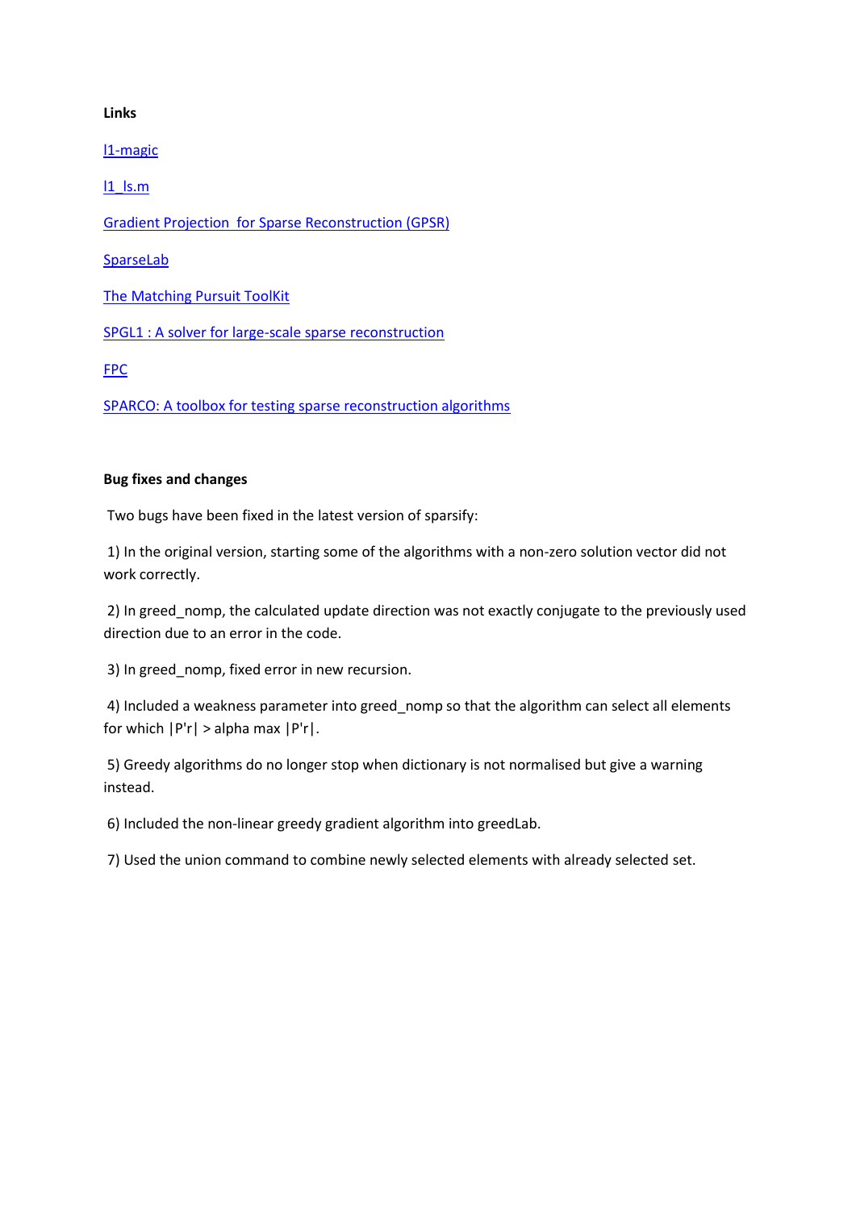**Links**

l1-magic

l1_ls.m

Gradient Projection  for Sparse Reconstruction (GPSR)

SparseLab

The Matching Pursuit ToolKit

SPGL1 : A solver for large-scale sparse reconstruction

FPC

SPARCO: A toolbox for testing sparse reconstruction algorithms

**Bug fixes and changes**

Two bugs have been fixed in the latest version of sparsify:

1) In the original version, starting some of the algorithms with a non-zero solution vector did not work correctly.

2) In greed_nomp, the calculated update direction was not exactly conjugate to the previously used direction due to an error in the code.

3) In greed_nomp, fixed error in new recursion.

4) Included a weakness parameter into greed_nomp so that the algorithm can select all elements for which |P'r| > alpha max |P'r|.

5) Greedy algorithms do no longer stop when dictionary is not normalised but give a warning instead.

6) Included the non-linear greedy gradient algorithm into greedLab.

7) Used the union command to combine newly selected elements with already selected set.